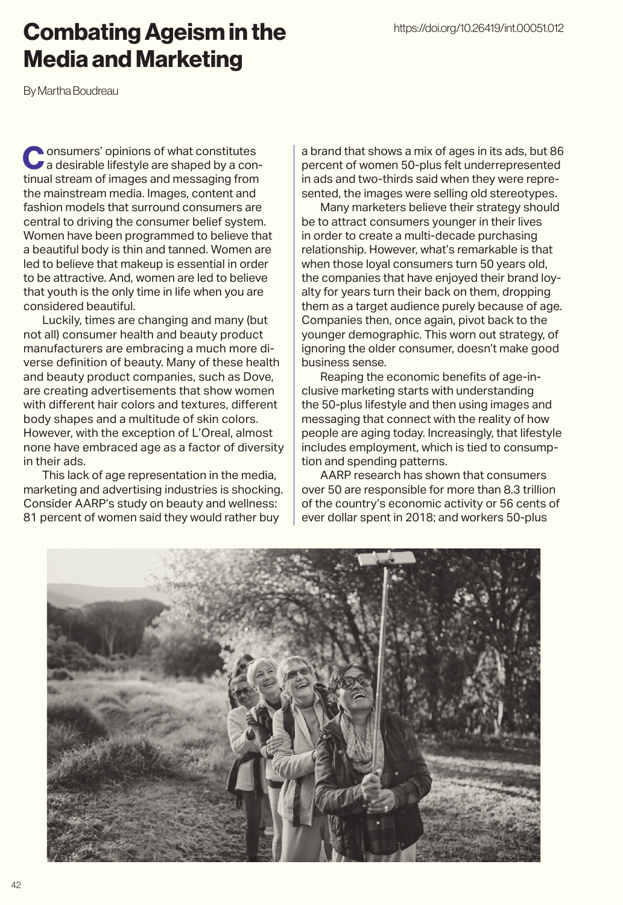# Combating Ageism in the Media and Marketing

https://doi.org/10.26419/int.00051.012

By Martha Boudreau

Consumers' opinions of what constitutes a desirable lifestyle are shaped by a continual stream of images and messaging from the mainstream media. Images, content and fashion models that surround consumers are central to driving the consumer belief system. Women have been programmed to believe that a beautiful body is thin and tanned. Women are led to believe that makeup is essential in order to be attractive. And, women are led to believe that youth is the only time in life when you are considered beautiful.

Luckily, times are changing and many (but not all) consumer health and beauty product manufacturers are embracing a much more diverse definition of beauty. Many of these health and beauty product companies, such as Dove, are creating advertisements that show women with different hair colors and textures, different body shapes and a multitude of skin colors. However, with the exception of L'Oreal, almost none have embraced age as a factor of diversity in their ads.

This lack of age representation in the media, marketing and advertising industries is shocking. Consider AARP's study on beauty and wellness: 81 percent of women said they would rather buy a brand that shows a mix of ages in its ads, but 86 percent of women 50-plus felt underrepresented in ads and two-thirds said when they were represented, the images were selling old stereotypes.

Many marketers believe their strategy should be to attract consumers younger in their lives in order to create a multi-decade purchasing relationship. However, what's remarkable is that when those loyal consumers turn 50 years old, the companies that have enjoyed their brand loyalty for years turn their back on them, dropping them as a target audience purely because of age. Companies then, once again, pivot back to the younger demographic. This worn out strategy, of ignoring the older consumer, doesn't make good business sense.

Reaping the economic benefits of age-inclusive marketing starts with understanding the 50-plus lifestyle and then using images and messaging that connect with the reality of how people are aging today. Increasingly, that lifestyle includes employment, which is tied to consumption and spending patterns.

AARP research has shown that consumers over 50 are responsible for more than 8.3 trillion of the country's economic activity or 56 cents of ever dollar spent in 2018; and workers 50-plus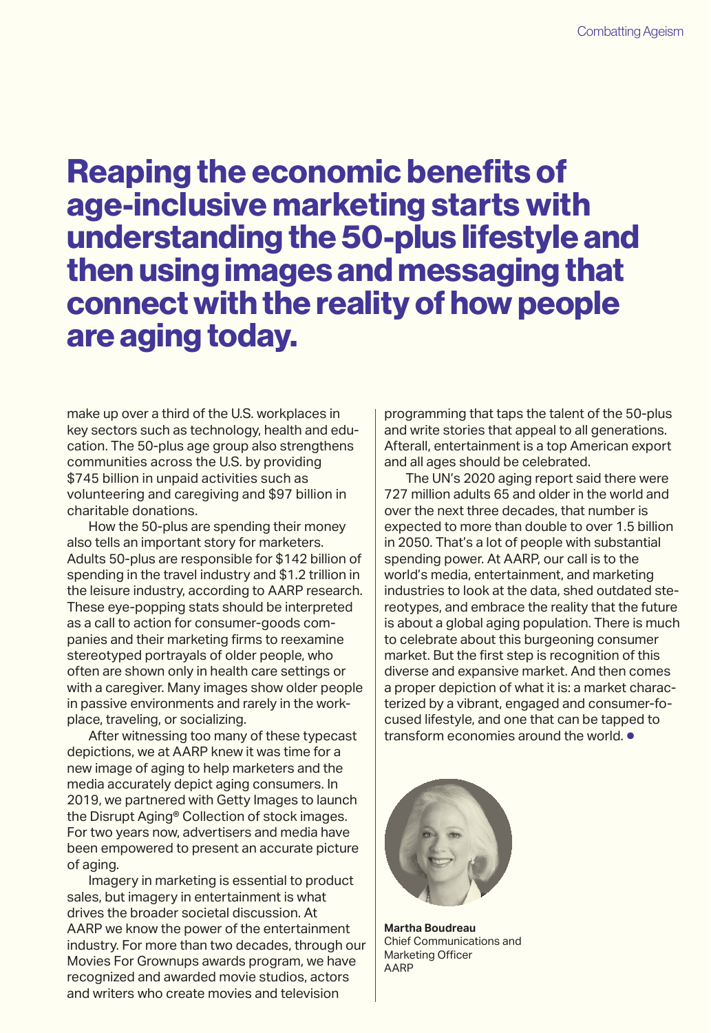# Reaping the economic benefits of age-inclusive marketing starts with understanding the 50-plus lifestyle and then using images and messaging that connect with the reality of how people are aging today.

make up over a third of the U.S. workplaces in key sectors such as technology, health and education. The 50-plus age group also strengthens communities across the U.S. by providing $745 billion in unpaid activities such as volunteering and caregiving and $97 billion in charitable donations.

How the 50-plus are spending their money also tells an important story for marketers. Adults 50-plus are responsible for $142 billion of spending in the travel industry and $1.2 trillion in the leisure industry, according to AARP research. These eye-popping stats should be interpreted as a call to action for consumer-goods companies and their marketing firms to reexamine stereotyped portrayals of older people, who often are shown only in health care settings or with a caregiver. Many images show older people in passive environments and rarely in the workplace, traveling, or socializing.

After witnessing too many of these typecast depictions, we at AARP knew it was time for a new image of aging to help marketers and the media accurately depict aging consumers. In 2019, we partnered with Getty Images to launch the Disrupt Aging® Collection of stock images. For two years now, advertisers and media have been empowered to present an accurate picture of aging.

Imagery in marketing is essential to product sales, but imagery in entertainment is what drives the broader societal discussion. At AARP we know the power of the entertainment industry. For more than two decades, through our Movies For Grownups awards program, we have recognized and awarded movie studios, actors and writers who create movies and television programming that taps the talent of the 50-plus and write stories that appeal to all generations. Afterall, entertainment is a top American export and all ages should be celebrated.

The UN's 2020 aging report said there were 727 million adults 65 and older in the world and over the next three decades, that number is expected to more than double to over 1.5 billion in 2050. That's a lot of people with substantial spending power. At AARP, our call is to the world's media, entertainment, and marketing industries to look at the data, shed outdated stereotypes, and embrace the reality that the future is about a global aging population. There is much to celebrate about this burgeoning consumer market. But the first step is recognition of this diverse and expansive market. And then comes a proper depiction of what it is: a market characterized by a vibrant, engaged and consumer-focused lifestyle, and one that can be tapped to transform economies around the world. ●

**Martha Boudreau**
Chief Communications and Marketing Officer
AARP